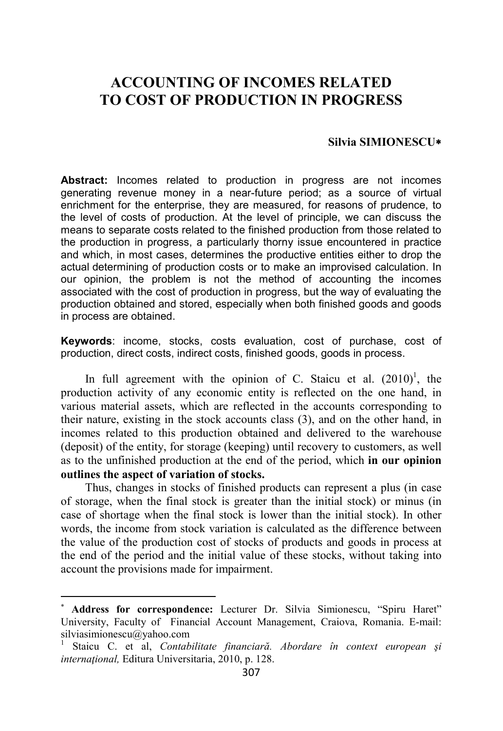# ACCOUNTING OF INCOMES RELATED TO COST OF PRODUCTION IN PROGRESS

**Silvia SIMIONESCU***

**Abstract:** Incomes related to production in progress are not incomes generating revenue money in a near-future period; as a source of virtual enrichment for the enterprise, they are measured, for reasons of prudence, to the level of costs of production. At the level of principle, we can discuss the means to separate costs related to the finished production from those related to the production in progress, a particularly thorny issue encountered in practice and which, in most cases, determines the productive entities either to drop the actual determining of production costs or to make an improvised calculation. In our opinion, the problem is not the method of accounting the incomes associated with the cost of production in progress, but the way of evaluating the production obtained and stored, especially when both finished goods and goods in process are obtained.

**Keywords**: income, stocks, costs evaluation, cost of purchase, cost of production, direct costs, indirect costs, finished goods, goods in process.

In full agreement with the opinion of C. Staicu et al. (2010)[1], the production activity of any economic entity is reflected on the one hand, in various material assets, which are reflected in the accounts corresponding to their nature, existing in the stock accounts class (3), and on the other hand, in incomes related to this production obtained and delivered to the warehouse (deposit) of the entity, for storage (keeping) until recovery to customers, as well as to the unfinished production at the end of the period, which **in our opinion outlines the aspect of variation of stocks.**

Thus, changes in stocks of finished products can represent a plus (in case of storage, when the final stock is greater than the initial stock) or minus (in case of shortage when the final stock is lower than the initial stock). In other words, the income from stock variation is calculated as the difference between the value of the production cost of stocks of products and goods in process at the end of the period and the initial value of these stocks, without taking into account the provisions made for impairment.

---

\* **Address for correspondence:** Lecturer Dr. Silvia Simionescu, "Spiru Haret" University, Faculty of Financial Account Management, Craiova, Romania. E-mail: silviasimionescu@yahoo.com

[1] Staicu C. et al, *Contabilitate financiară. Abordare în context european şi internaţional,* Editura Universitaria, 2010, p. 128.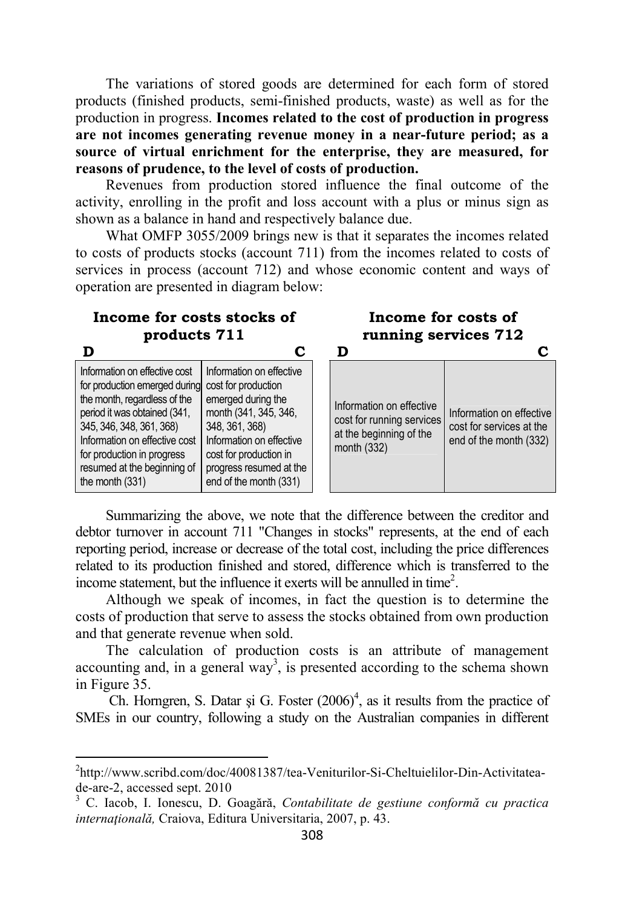The variations of stored goods are determined for each form of stored products (finished products, semi-finished products, waste) as well as for the production in progress. **Incomes related to the cost of production in progress are not incomes generating revenue money in a near-future period; as a source of virtual enrichment for the enterprise, they are measured, for reasons of prudence, to the level of costs of production.**

Revenues from production stored influence the final outcome of the activity, enrolling in the profit and loss account with a plus or minus sign as shown as a balance in hand and respectively balance due.

What OMFP 3055/2009 brings new is that it separates the incomes related to costs of products stocks (account 711) from the incomes related to costs of services in process (account 712) and whose economic content and ways of operation are presented in diagram below:

**Income for costs stocks of products 711**

| D | C |
|---|---|
| Information on effective cost for production emerged during the month, regardless of the period it was obtained (341, 345, 346, 348, 361, 368) Information on effective cost for production in progress resumed at the beginning of the month (331) | Information on effective cost for production emerged during the month (341, 345, 346, 348, 361, 368) Information on effective cost for production in progress resumed at the end of the month (331) |

**Income for costs of running services 712**

| D | C |
|---|---|
| Information on effective cost for running services at the beginning of the month (332) | Information on effective cost for services at the end of the month (332) |

Summarizing the above, we note that the difference between the creditor and debtor turnover in account 711 "Changes in stocks" represents, at the end of each reporting period, increase or decrease of the total cost, including the price differences related to its production finished and stored, difference which is transferred to the income statement, but the influence it exerts will be annulled in time[2].

Although we speak of incomes, in fact the question is to determine the costs of production that serve to assess the stocks obtained from own production and that generate revenue when sold.

The calculation of production costs is an attribute of management accounting and, in a general way[3], is presented according to the schema shown in Figure 35.

Ch. Horngren, S. Datar şi G. Foster (2006)[4], as it results from the practice of SMEs in our country, following a study on the Australian companies in different

---

[2] http://www.scribd.com/doc/40081387/tea-Veniturilor-Si-Cheltuielilor-Din-Activitatea-de-are-2, accessed sept. 2010

[3] C. Iacob, I. Ionescu, D. Goagără, *Contabilitate de gestiune conformă cu practica internaţională,* Craiova, Editura Universitaria, 2007, p. 43.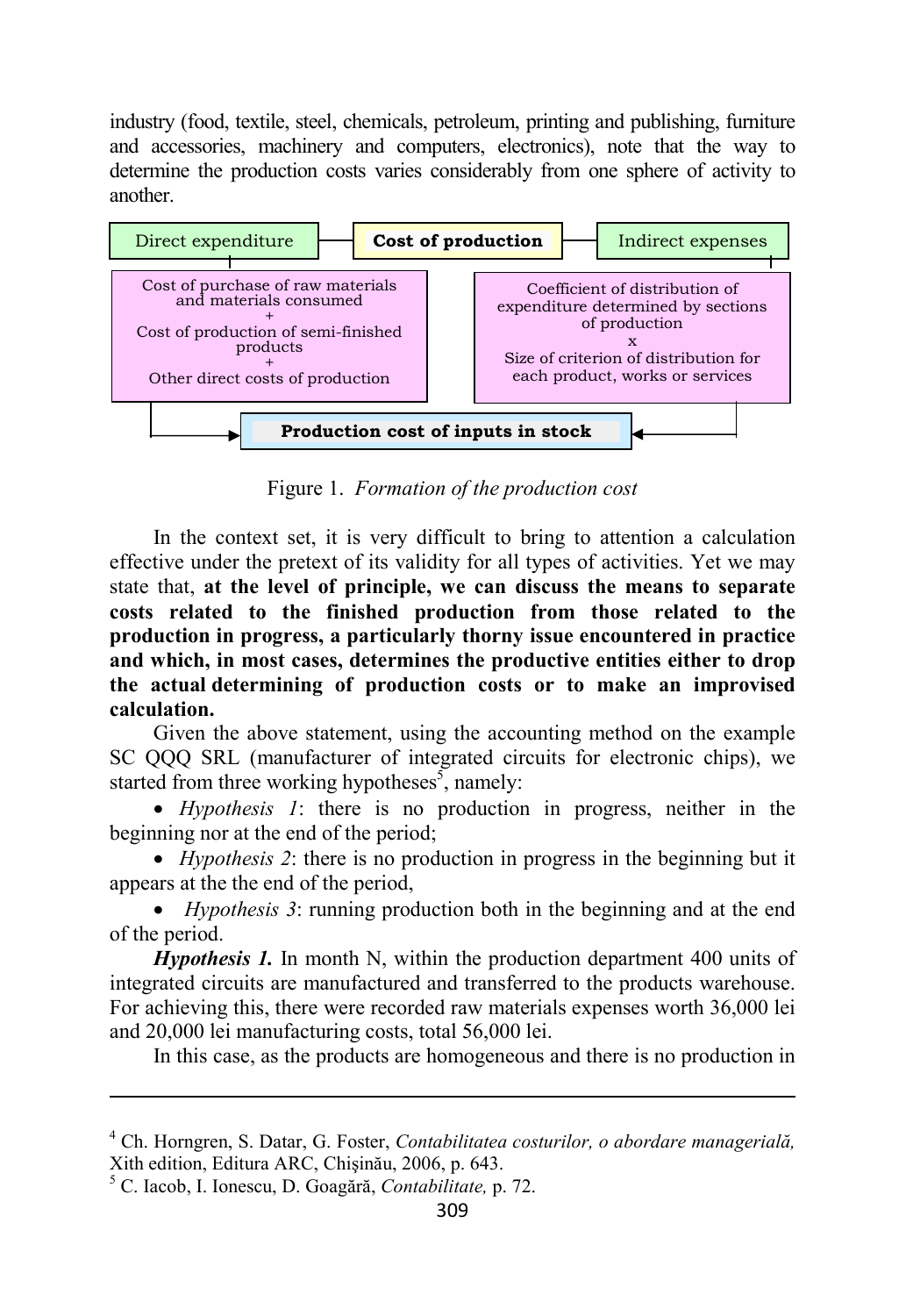industry (food, textile, steel, chemicals, petroleum, printing and publishing, furniture and accessories, machinery and computers, electronics), note that the way to determine the production costs varies considerably from one sphere of activity to another.

Direct expenditure — **Cost of production** — Indirect expenses

Cost of purchase of raw materials and materials consumed
+
Cost of production of semi-finished products
+
Other direct costs of production

Coefficient of distribution of expenditure determined by sections of production
x
Size of criterion of distribution for each product, works or services

**Production cost of inputs in stock**

Figure 1. *Formation of the production cost*

In the context set, it is very difficult to bring to attention a calculation effective under the pretext of its validity for all types of activities. Yet we may state that, **at the level of principle, we can discuss the means to separate costs related to the finished production from those related to the production in progress, a particularly thorny issue encountered in practice and which, in most cases, determines the productive entities either to drop the actual determining of production costs or to make an improvised calculation.**

Given the above statement, using the accounting method on the example SC QQQ SRL (manufacturer of integrated circuits for electronic chips), we started from three working hypotheses[5], namely:

- *Hypothesis 1*: there is no production in progress, neither in the beginning nor at the end of the period;
- *Hypothesis 2*: there is no production in progress in the beginning but it appears at the the end of the period,
- *Hypothesis 3*: running production both in the beginning and at the end of the period.

***Hypothesis 1.*** In month N, within the production department 400 units of integrated circuits are manufactured and transferred to the products warehouse. For achieving this, there were recorded raw materials expenses worth 36,000 lei and 20,000 lei manufacturing costs, total 56,000 lei.

In this case, as the products are homogeneous and there is no production in

---

[4] Ch. Horngren, S. Datar, G. Foster, *Contabilitatea costurilor, o abordare managerială,* XIth edition, Editura ARC, Chişinău, 2006, p. 643.

[5] C. Iacob, I. Ionescu, D. Goagără, *Contabilitate,* p. 72.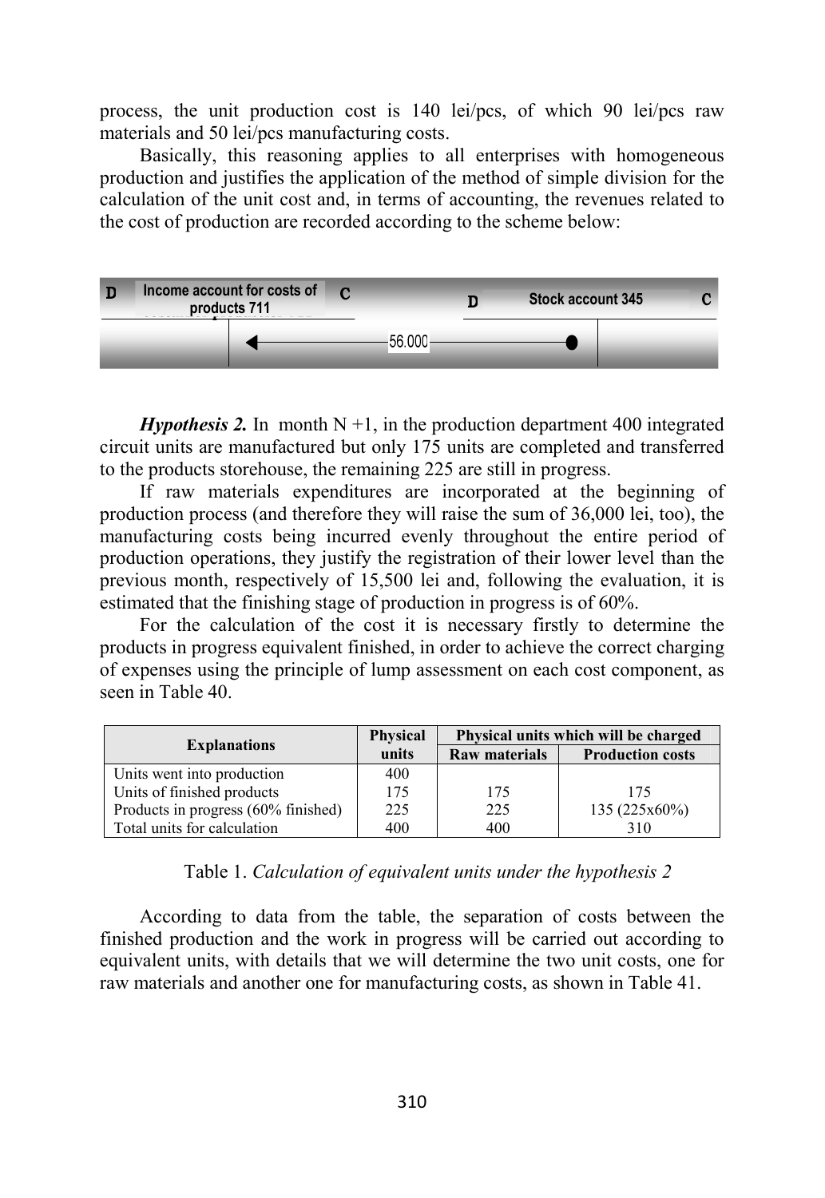process, the unit production cost is 140 lei/pcs, of which 90 lei/pcs raw materials and 50 lei/pcs manufacturing costs.

Basically, this reasoning applies to all enterprises with homogeneous production and justifies the application of the method of simple division for the calculation of the unit cost and, in terms of accounting, the revenues related to the cost of production are recorded according to the scheme below:

| D | Income account for costs of products 711 | C | | D | Stock account 345 | C |
|---|---|---|---|---|---|---|
| | | ◄ | 56.000 | ● | | |

***Hypothesis 2.*** In month N +1, in the production department 400 integrated circuit units are manufactured but only 175 units are completed and transferred to the products storehouse, the remaining 225 are still in progress.

If raw materials expenditures are incorporated at the beginning of production process (and therefore they will raise the sum of 36,000 lei, too), the manufacturing costs being incurred evenly throughout the entire period of production operations, they justify the registration of their lower level than the previous month, respectively of 15,500 lei and, following the evaluation, it is estimated that the finishing stage of production in progress is of 60%.

For the calculation of the cost it is necessary firstly to determine the products in progress equivalent finished, in order to achieve the correct charging of expenses using the principle of lump assessment on each cost component, as seen in Table 40.

| Explanations | Physical units | Physical units which will be charged | |
|---|---|---|---|
| | | Raw materials | Production costs |
| Units went into production | 400 | | |
| Units of finished products | 175 | 175 | 175 |
| Products in progress (60% finished) | 225 | 225 | 135 (225x60%) |
| Total units for calculation | 400 | 400 | 310 |

Table 1. *Calculation of equivalent units under the hypothesis 2*

According to data from the table, the separation of costs between the finished production and the work in progress will be carried out according to equivalent units, with details that we will determine the two unit costs, one for raw materials and another one for manufacturing costs, as shown in Table 41.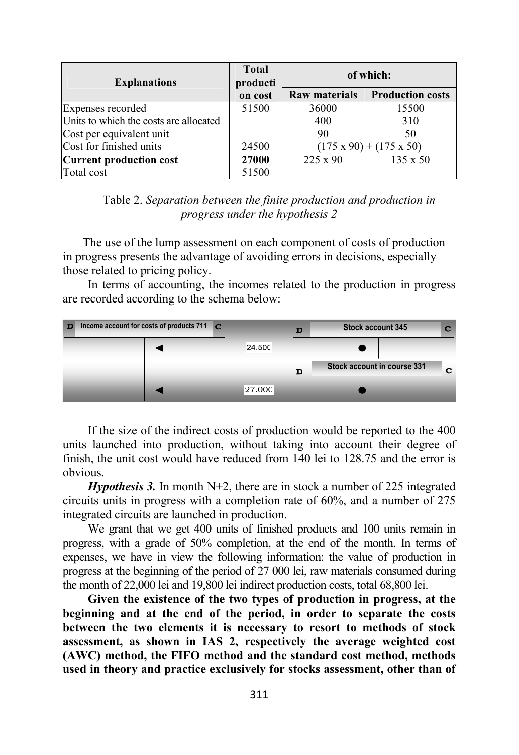| Explanations | Total production cost | of which: | |
|---|---|---|---|
| | | Raw materials | Production costs |
| Expenses recorded | 51500 | 36000 | 15500 |
| Units to which the costs are allocated | | 400 | 310 |
| Cost per equivalent unit | | 90 | 50 |
| Cost for finished units | 24500 | (175 x 90) + (175 x 50) | |
| **Current production cost** | **27000** | 225 x 90 | 135 x 50 |
| Total cost | 51500 | | |

Table 2. *Separation between the finite production and production in progress under the hypothesis 2*

The use of the lump assessment on each component of costs of production in progress presents the advantage of avoiding errors in decisions, especially those related to pricing policy.

In terms of accounting, the incomes related to the production in progress are recorded according to the schema below:

| D Income account for costs of products 711 C | | | D Stock account 345 C | |
|---|---|---|---|---|
| | ◄ 24.500 | | ● | |
| | | | D Stock account in course 331 C | |
| | ◄ 27.000 | | ● | |

If the size of the indirect costs of production would be reported to the 400 units launched into production, without taking into account their degree of finish, the unit cost would have reduced from 140 lei to 128.75 and the error is obvious.

***Hypothesis 3.*** In month N+2, there are in stock a number of 225 integrated circuits units in progress with a completion rate of 60%, and a number of 275 integrated circuits are launched in production.

We grant that we get 400 units of finished products and 100 units remain in progress, with a grade of 50% completion, at the end of the month. In terms of expenses, we have in view the following information: the value of production in progress at the beginning of the period of 27 000 lei, raw materials consumed during the month of 22,000 lei and 19,800 lei indirect production costs, total 68,800 lei.

**Given the existence of the two types of production in progress, at the beginning and at the end of the period, in order to separate the costs between the two elements it is necessary to resort to methods of stock assessment, as shown in IAS 2, respectively the average weighted cost (AWC) method, the FIFO method and the standard cost method, methods used in theory and practice exclusively for stocks assessment, other than of**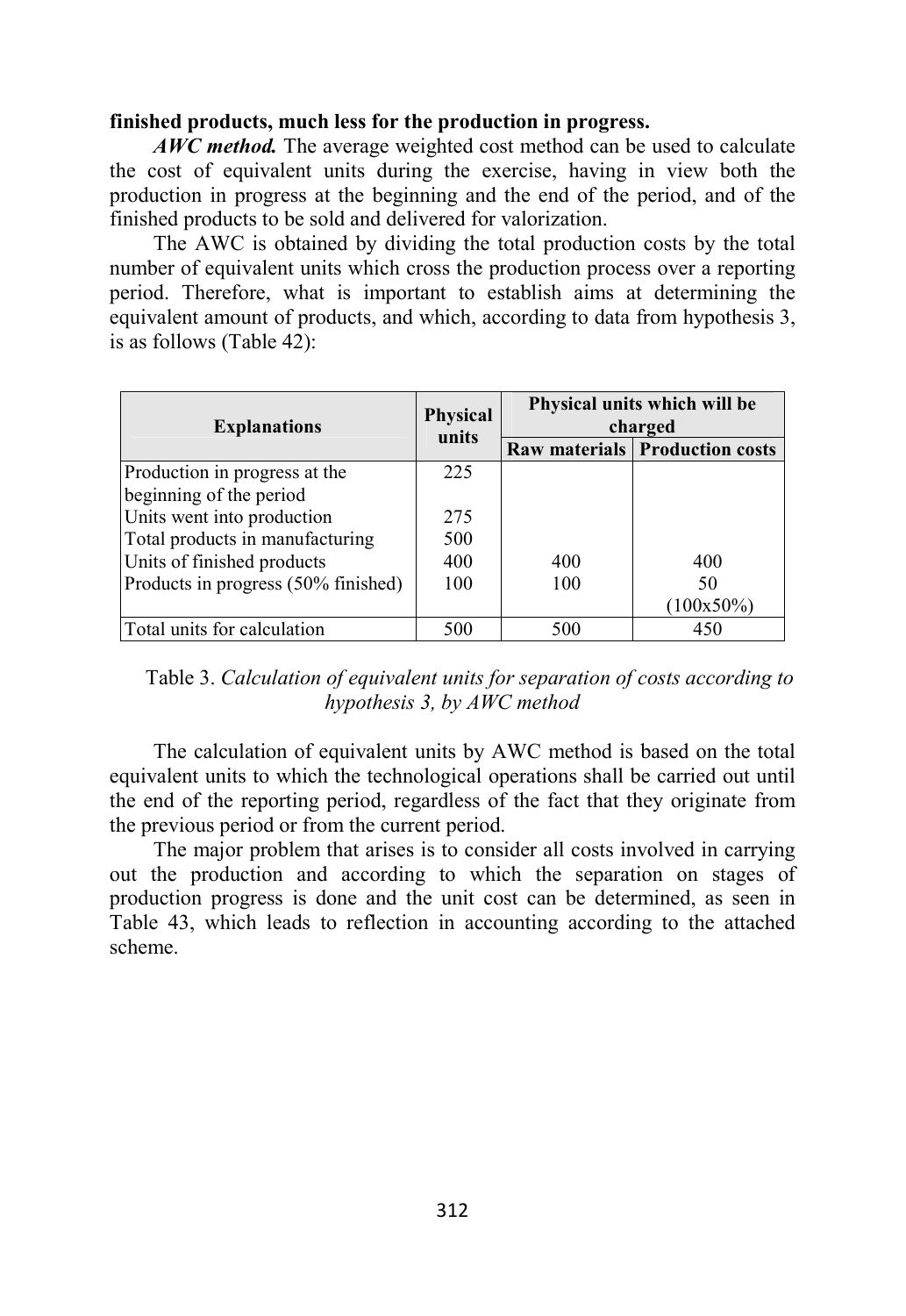**finished products, much less for the production in progress.**

***AWC method.*** The average weighted cost method can be used to calculate the cost of equivalent units during the exercise, having in view both the production in progress at the beginning and the end of the period, and of the finished products to be sold and delivered for valorization.

The AWC is obtained by dividing the total production costs by the total number of equivalent units which cross the production process over a reporting period. Therefore, what is important to establish aims at determining the equivalent amount of products, and which, according to data from hypothesis 3, is as follows (Table 42):

| Explanations | Physical units | Physical units which will be charged | |
|---|---|---|---|
| | | Raw materials | Production costs |
| Production in progress at the beginning of the period | 225 | | |
| Units went into production | 275 | | |
| Total products in manufacturing | 500 | | |
| Units of finished products | 400 | 400 | 400 |
| Products in progress (50% finished) | 100 | 100 | 50 (100x50%) |
| Total units for calculation | 500 | 500 | 450 |

Table 3. *Calculation of equivalent units for separation of costs according to hypothesis 3, by AWC method*

The calculation of equivalent units by AWC method is based on the total equivalent units to which the technological operations shall be carried out until the end of the reporting period, regardless of the fact that they originate from the previous period or from the current period.

The major problem that arises is to consider all costs involved in carrying out the production and according to which the separation on stages of production progress is done and the unit cost can be determined, as seen in Table 43, which leads to reflection in accounting according to the attached scheme.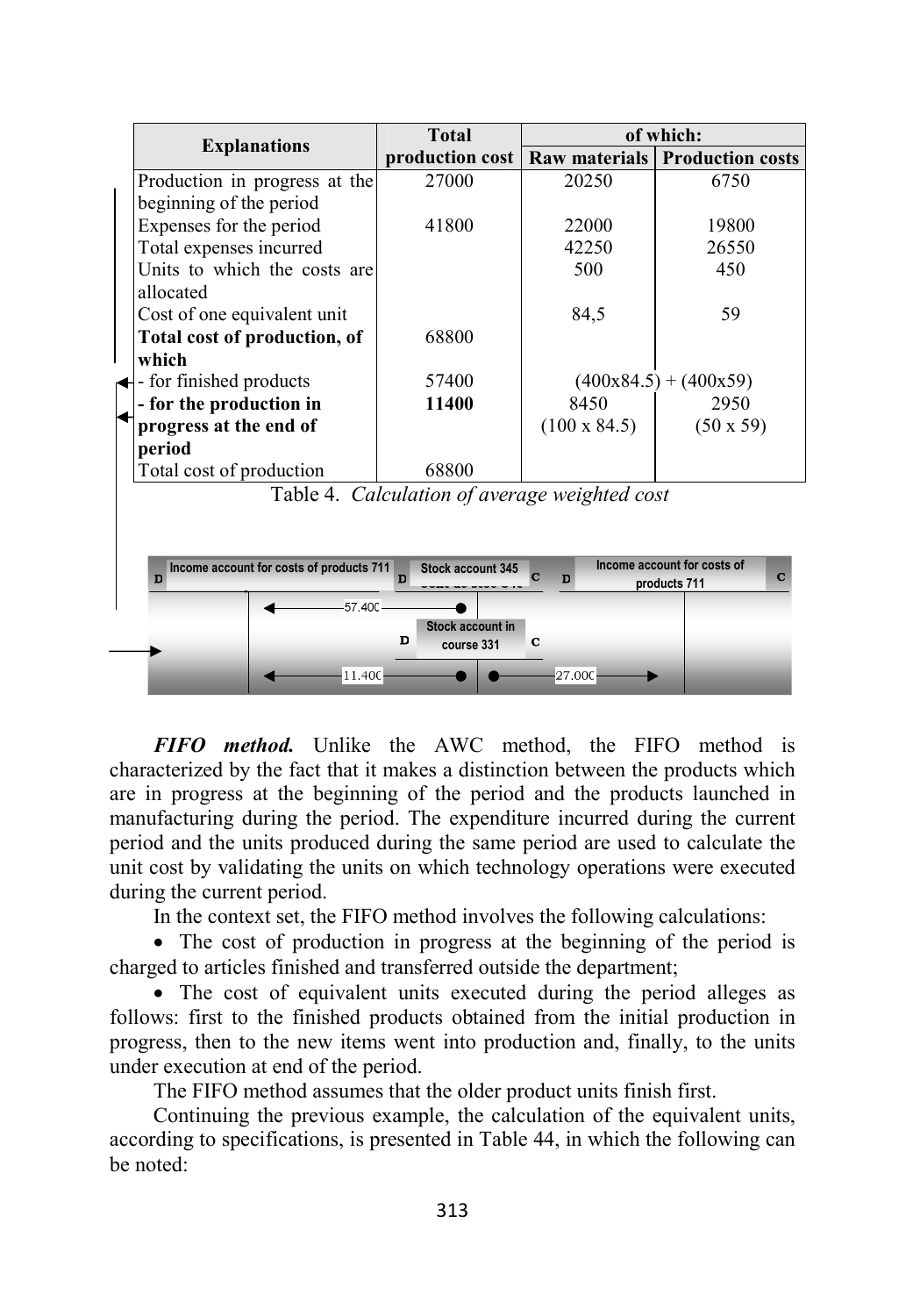| Explanations | Total production cost | of which: | |
|---|---|---|---|
| | | Raw materials | Production costs |
| Production in progress at the beginning of the period | 27000 | 20250 | 6750 |
| Expenses for the period | 41800 | 22000 | 19800 |
| Total expenses incurred | | 42250 | 26550 |
| Units to which the costs are allocated | | 500 | 450 |
| Cost of one equivalent unit | | 84,5 | 59 |
| **Total cost of production, of which** | 68800 | | |
| - for finished products | 57400 | (400x84.5) + (400x59) | |
| **- for the production in progress at the end of period** | **11400** | 8450 (100 x 84.5) | 2950 (50 x 59) |
| Total cost of production | 68800 | | |

Table 4. *Calculation of average weighted cost*

| D Income account for costs of products 711 | D Stock account 345 C | D Income account for costs of products 711 C |
|---|---|---|
| | 57.400 | |
| | D Stock account in course 331 C | |
| | 11.400 | 27.000 |

***FIFO method.*** Unlike the AWC method, the FIFO method is characterized by the fact that it makes a distinction between the products which are in progress at the beginning of the period and the products launched in manufacturing during the period. The expenditure incurred during the current period and the units produced during the same period are used to calculate the unit cost by validating the units on which technology operations were executed during the current period.

In the context set, the FIFO method involves the following calculations:

- The cost of production in progress at the beginning of the period is charged to articles finished and transferred outside the department;
- The cost of equivalent units executed during the period alleges as follows: first to the finished products obtained from the initial production in progress, then to the new items went into production and, finally, to the units under execution at end of the period.

The FIFO method assumes that the older product units finish first.

Continuing the previous example, the calculation of the equivalent units, according to specifications, is presented in Table 44, in which the following can be noted: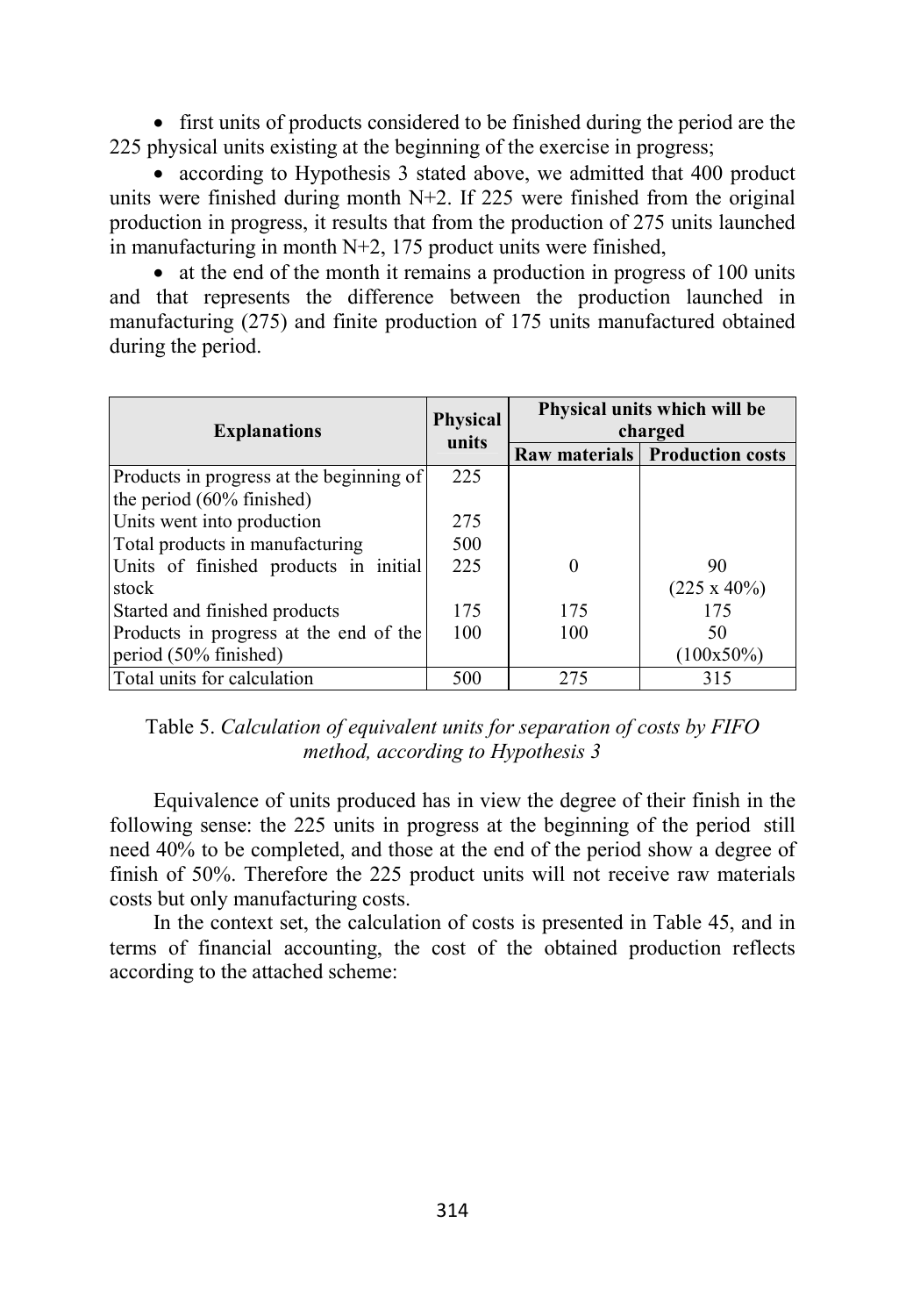- first units of products considered to be finished during the period are the 225 physical units existing at the beginning of the exercise in progress;
- according to Hypothesis 3 stated above, we admitted that 400 product units were finished during month N+2. If 225 were finished from the original production in progress, it results that from the production of 275 units launched in manufacturing in month N+2, 175 product units were finished,
- at the end of the month it remains a production in progress of 100 units and that represents the difference between the production launched in manufacturing (275) and finite production of 175 units manufactured obtained during the period.

| Explanations | Physical units | Physical units which will be charged | |
|---|---|---|---|
| | | Raw materials | Production costs |
| Products in progress at the beginning of the period (60% finished) | 225 | | |
| Units went into production | 275 | | |
| Total products in manufacturing | 500 | | |
| Units of finished products in initial stock | 225 | 0 | 90 (225 x 40%) |
| Started and finished products | 175 | 175 | 175 |
| Products in progress at the end of the period (50% finished) | 100 | 100 | 50 (100x50%) |
| Total units for calculation | 500 | 275 | 315 |

Table 5. *Calculation of equivalent units for separation of costs by FIFO method, according to Hypothesis 3*

Equivalence of units produced has in view the degree of their finish in the following sense: the 225 units in progress at the beginning of the period still need 40% to be completed, and those at the end of the period show a degree of finish of 50%. Therefore the 225 product units will not receive raw materials costs but only manufacturing costs.

In the context set, the calculation of costs is presented in Table 45, and in terms of financial accounting, the cost of the obtained production reflects according to the attached scheme: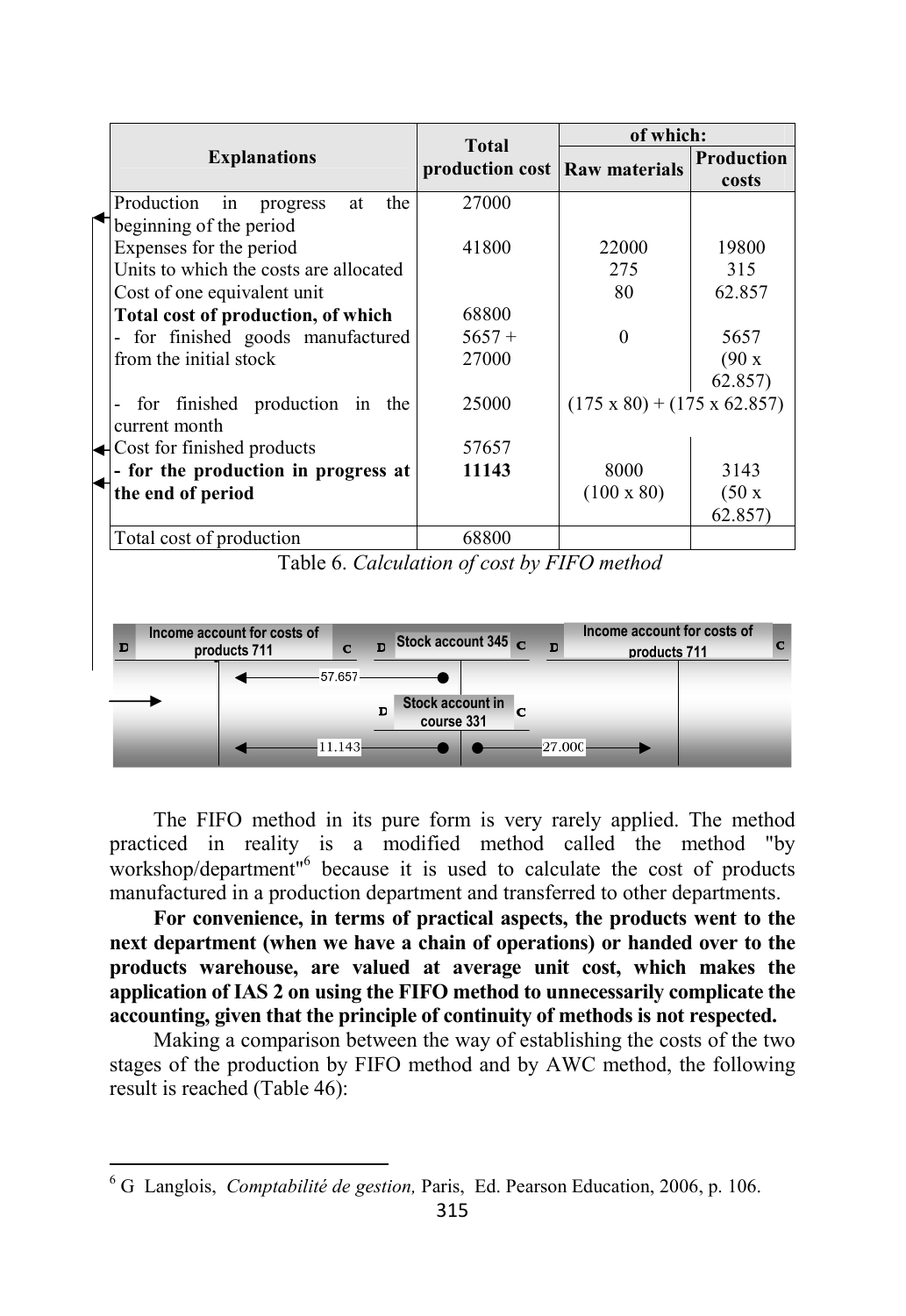| Explanations | Total production cost | of which: | |
|---|---|---|---|
| | | Raw materials | Production costs |
| Production in progress at the beginning of the period | 27000 | | |
| Expenses for the period | 41800 | 22000 | 19800 |
| Units to which the costs are allocated | | 275 | 315 |
| Cost of one equivalent unit | | 80 | 62.857 |
| **Total cost of production, of which** | 68800 | | |
| - for finished goods manufactured from the initial stock | 5657 + 27000 | 0 | 5657 (90 x 62.857) |
| - for finished production in the current month | 25000 | (175 x 80) + (175 x 62.857) | |
| Cost for finished products | 57657 | | |
| **- for the production in progress at the end of period** | **11143** | 8000 (100 x 80) | 3143 (50 x 62.857) |
| Total cost of production | 68800 | | |

Table 6. *Calculation of cost by FIFO method*

| D Income account for costs of products 711 C | D Stock account 345 C | D Income account for costs of products 711 C |
|---|---|---|
| | 57.657 | |
| | D Stock account in course 331 C | |
| | 11.143 | 27.000 |

The FIFO method in its pure form is very rarely applied. The method practiced in reality is a modified method called the method "by workshop/department"[6] because it is used to calculate the cost of products manufactured in a production department and transferred to other departments.

**For convenience, in terms of practical aspects, the products went to the next department (when we have a chain of operations) or handed over to the products warehouse, are valued at average unit cost, which makes the application of IAS 2 on using the FIFO method to unnecessarily complicate the accounting, given that the principle of continuity of methods is not respected.**

Making a comparison between the way of establishing the costs of the two stages of the production by FIFO method and by AWC method, the following result is reached (Table 46):

[6] G Langlois, *Comptabilité de gestion,* Paris, Ed. Pearson Education, 2006, p. 106.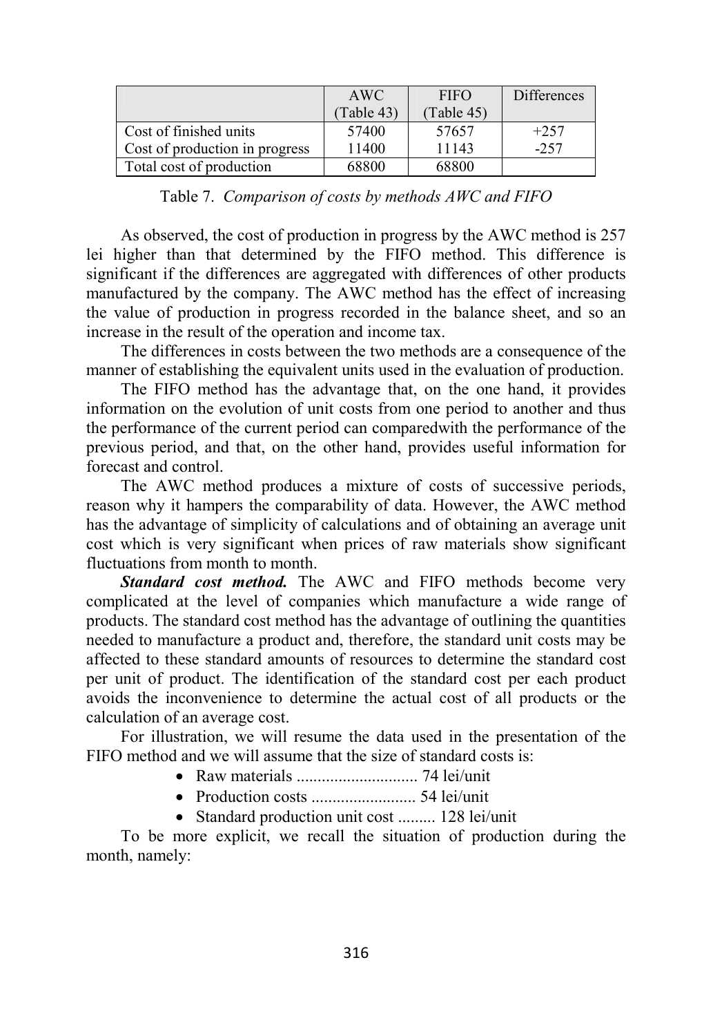|  | AWC (Table 43) | FIFO (Table 45) | Differences |
|---|---|---|---|
| Cost of finished units | 57400 | 57657 | +257 |
| Cost of production in progress | 11400 | 11143 | -257 |
| Total cost of production | 68800 | 68800 |  |

Table 7. *Comparison of costs by methods AWC and FIFO*

As observed, the cost of production in progress by the AWC method is 257 lei higher than that determined by the FIFO method. This difference is significant if the differences are aggregated with differences of other products manufactured by the company. The AWC method has the effect of increasing the value of production in progress recorded in the balance sheet, and so an increase in the result of the operation and income tax.

The differences in costs between the two methods are a consequence of the manner of establishing the equivalent units used in the evaluation of production.

The FIFO method has the advantage that, on the one hand, it provides information on the evolution of unit costs from one period to another and thus the performance of the current period can comparedwith the performance of the previous period, and that, on the other hand, provides useful information for forecast and control.

The AWC method produces a mixture of costs of successive periods, reason why it hampers the comparability of data. However, the AWC method has the advantage of simplicity of calculations and of obtaining an average unit cost which is very significant when prices of raw materials show significant fluctuations from month to month.

***Standard cost method.*** The AWC and FIFO methods become very complicated at the level of companies which manufacture a wide range of products. The standard cost method has the advantage of outlining the quantities needed to manufacture a product and, therefore, the standard unit costs may be affected to these standard amounts of resources to determine the standard cost per unit of product. The identification of the standard cost per each product avoids the inconvenience to determine the actual cost of all products or the calculation of an average cost.

For illustration, we will resume the data used in the presentation of the FIFO method and we will assume that the size of standard costs is:

- Raw materials ............................. 74 lei/unit
- Production costs ......................... 54 lei/unit
- Standard production unit cost ......... 128 lei/unit

To be more explicit, we recall the situation of production during the month, namely: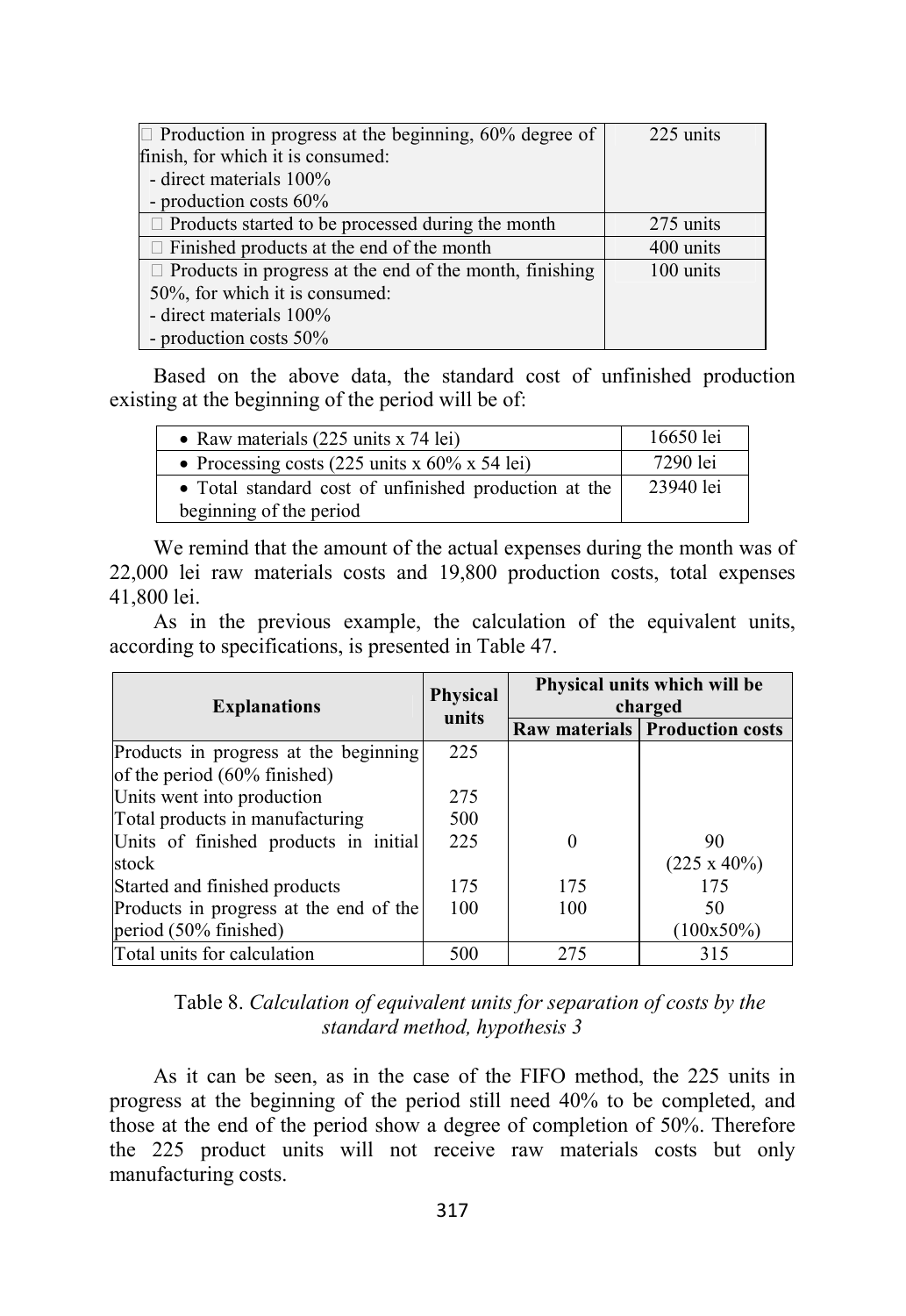| | |
|---|---|
| Production in progress at the beginning, 60% degree of finish, for which it is consumed:<br>- direct materials 100%<br>- production costs 60% | 225 units |
| Products started to be processed during the month | 275 units |
| Finished products at the end of the month | 400 units |
| Products in progress at the end of the month, finishing 50%, for which it is consumed:<br>- direct materials 100%<br>- production costs 50% | 100 units |

Based on the above data, the standard cost of unfinished production existing at the beginning of the period will be of:

| | |
|---|---|
| • Raw materials (225 units x 74 lei) | 16650 lei |
| • Processing costs (225 units x 60% x 54 lei) | 7290 lei |
| • Total standard cost of unfinished production at the beginning of the period | 23940 lei |

We remind that the amount of the actual expenses during the month was of 22,000 lei raw materials costs and 19,800 production costs, total expenses 41,800 lei.

As in the previous example, the calculation of the equivalent units, according to specifications, is presented in Table 47.

| Explanations | Physical units | Physical units which will be charged | |
|---|---|---|---|
| | | Raw materials | Production costs |
| Products in progress at the beginning of the period (60% finished) | 225 | | |
| Units went into production | 275 | | |
| Total products in manufacturing | 500 | | |
| Units of finished products in initial stock | 225 | 0 | 90 (225 x 40%) |
| Started and finished products | 175 | 175 | 175 |
| Products in progress at the end of the period (50% finished) | 100 | 100 | 50 (100x50%) |
| Total units for calculation | 500 | 275 | 315 |

Table 8. *Calculation of equivalent units for separation of costs by the standard method, hypothesis 3*

As it can be seen, as in the case of the FIFO method, the 225 units in progress at the beginning of the period still need 40% to be completed, and those at the end of the period show a degree of completion of 50%. Therefore the 225 product units will not receive raw materials costs but only manufacturing costs.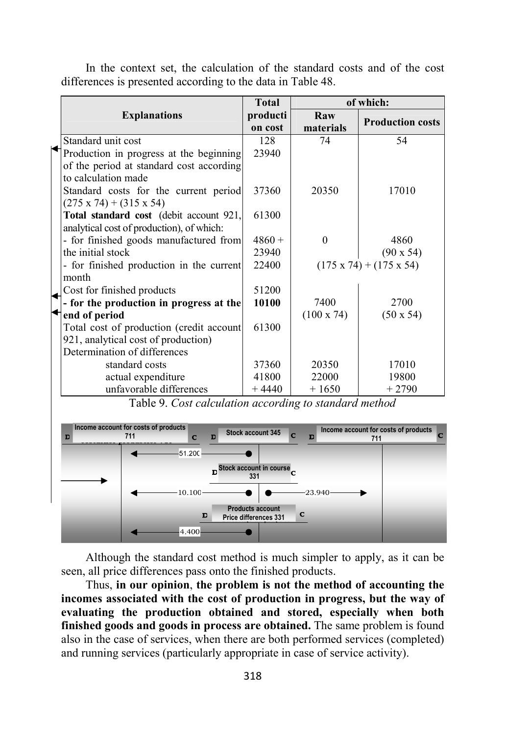In the context set, the calculation of the standard costs and of the cost differences is presented according to the data in Table 48.

| Explanations | Total production cost | of which: | |
|---|---|---|---|
| | | Raw materials | Production costs |
| Standard unit cost | 128 | 74 | 54 |
| Production in progress at the beginning of the period at standard cost according to calculation made | 23940 | | |
| Standard costs for the current period (275 x 74) + (315 x 54) | 37360 | 20350 | 17010 |
| **Total standard cost** (debit account 921, analytical cost of production), of which: | 61300 | | |
| - for finished goods manufactured from the initial stock | 4860 + 23940 | 0 | 4860 (90 x 54) |
| - for finished production in the current month | 22400 | (175 x 74) + (175 x 54) | |
| Cost for finished products | 51200 | | |
| **- for the production in progress at the end of period** | **10100** | 7400 (100 x 74) | 2700 (50 x 54) |
| Total cost of production (credit account 921, analytical cost of production) | 61300 | | |
| Determination of differences | | | |
| standard costs | 37360 | 20350 | 17010 |
| actual expenditure | 41800 | 22000 | 19800 |
| unfavorable differences | + 4440 | + 1650 | + 2790 |

Table 9. *Cost calculation according to standard method*

D Income account for costs of products 711 C

D Stock account 345 C

D Income account for costs of products 711 C

51.200

D Stock account in course 331 C

10.100

23.940

D Products account Price differences 331 C

4.400

Although the standard cost method is much simpler to apply, as it can be seen, all price differences pass onto the finished products.

Thus, **in our opinion**, **the problem is not the method of accounting the incomes associated with the cost of production in progress, but the way of evaluating the production obtained and stored, especially when both finished goods and goods in process are obtained.** The same problem is found also in the case of services, when there are both performed services (completed) and running services (particularly appropriate in case of service activity).